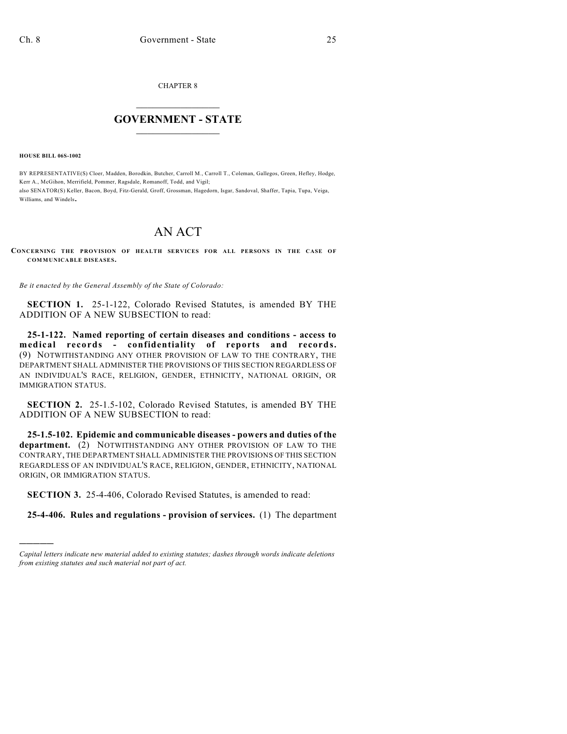CHAPTER 8

# GOVERNMENT - STATE

**HOUSE BILL 06S-1002**

BY REPRESENTATIVE(S) Cloer, Madden, Borodkin, Butcher, Carroll M., Carroll T., Coleman, Gallegos, Green, Hefley, Hodge, Kerr A., McGihon, Merrifield, Pommer, Ragsdale, Romanoff, Todd, and Vigil;
also SENATOR(S) Keller, Bacon, Boyd, Fitz-Gerald, Groff, Grossman, Hagedorn, Isgar, Sandoval, Shaffer, Tapia, Tupa, Veiga, Williams, and Windels.

# AN ACT

**CONCERNING THE PROVISION OF HEALTH SERVICES FOR ALL PERSONS IN THE CASE OF COMMUNICABLE DISEASES.**

*Be it enacted by the General Assembly of the State of Colorado:*

**SECTION 1.** 25-1-122, Colorado Revised Statutes, is amended BY THE ADDITION OF A NEW SUBSECTION to read:

**25-1-122. Named reporting of certain diseases and conditions - access to medical records - confidentiality of reports and records.** (9) NOTWITHSTANDING ANY OTHER PROVISION OF LAW TO THE CONTRARY, THE DEPARTMENT SHALL ADMINISTER THE PROVISIONS OF THIS SECTION REGARDLESS OF AN INDIVIDUAL'S RACE, RELIGION, GENDER, ETHNICITY, NATIONAL ORIGIN, OR IMMIGRATION STATUS.

**SECTION 2.** 25-1.5-102, Colorado Revised Statutes, is amended BY THE ADDITION OF A NEW SUBSECTION to read:

**25-1.5-102. Epidemic and communicable diseases - powers and duties of the department.** (2) NOTWITHSTANDING ANY OTHER PROVISION OF LAW TO THE CONTRARY, THE DEPARTMENT SHALL ADMINISTER THE PROVISIONS OF THIS SECTION REGARDLESS OF AN INDIVIDUAL'S RACE, RELIGION, GENDER, ETHNICITY, NATIONAL ORIGIN, OR IMMIGRATION STATUS.

**SECTION 3.** 25-4-406, Colorado Revised Statutes, is amended to read:

**25-4-406. Rules and regulations - provision of services.** (1) The department

---

*Capital letters indicate new material added to existing statutes; dashes through words indicate deletions from existing statutes and such material not part of act.*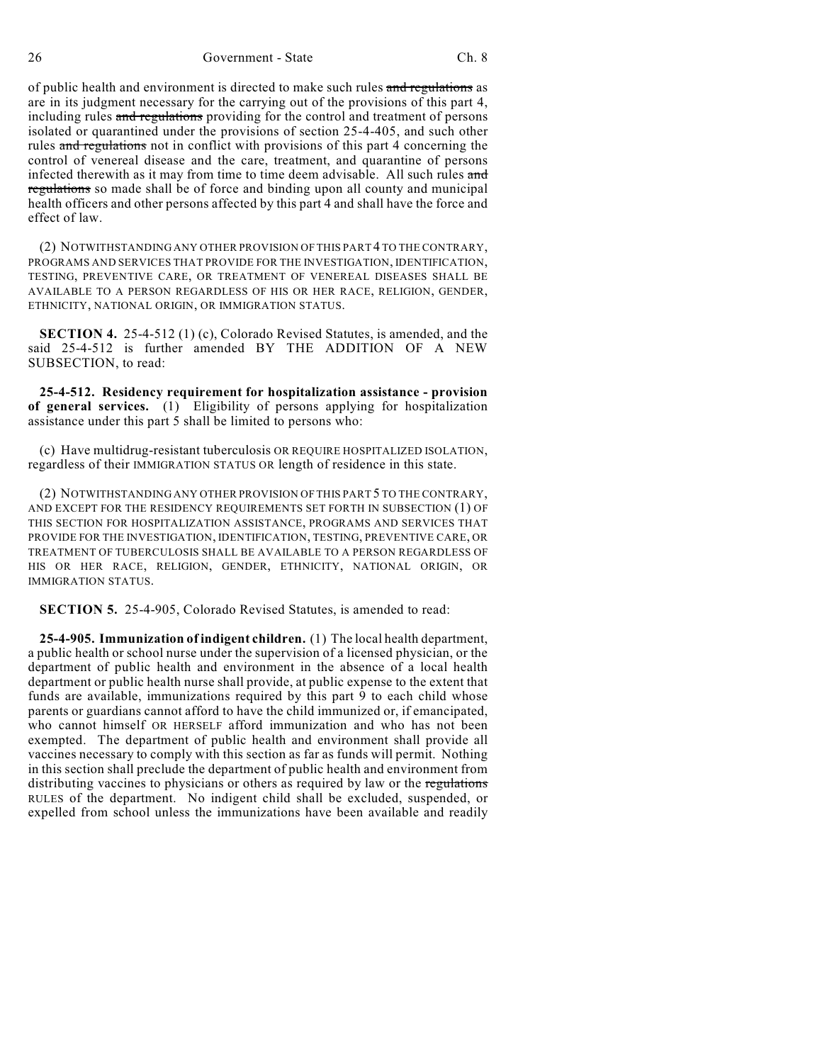of public health and environment is directed to make such rules ~~and regulations~~ as are in its judgment necessary for the carrying out of the provisions of this part 4, including rules ~~and regulations~~ providing for the control and treatment of persons isolated or quarantined under the provisions of section 25-4-405, and such other rules ~~and regulations~~ not in conflict with provisions of this part 4 concerning the control of venereal disease and the care, treatment, and quarantine of persons infected therewith as it may from time to time deem advisable. All such rules ~~and regulations~~ so made shall be of force and binding upon all county and municipal health officers and other persons affected by this part 4 and shall have the force and effect of law.

(2) NOTWITHSTANDING ANY OTHER PROVISION OF THIS PART 4 TO THE CONTRARY, PROGRAMS AND SERVICES THAT PROVIDE FOR THE INVESTIGATION, IDENTIFICATION, TESTING, PREVENTIVE CARE, OR TREATMENT OF VENEREAL DISEASES SHALL BE AVAILABLE TO A PERSON REGARDLESS OF HIS OR HER RACE, RELIGION, GENDER, ETHNICITY, NATIONAL ORIGIN, OR IMMIGRATION STATUS.

**SECTION 4.** 25-4-512 (1) (c), Colorado Revised Statutes, is amended, and the said 25-4-512 is further amended BY THE ADDITION OF A NEW SUBSECTION, to read:

**25-4-512. Residency requirement for hospitalization assistance - provision of general services.** (1) Eligibility of persons applying for hospitalization assistance under this part 5 shall be limited to persons who:

(c) Have multidrug-resistant tuberculosis OR REQUIRE HOSPITALIZED ISOLATION, regardless of their IMMIGRATION STATUS OR length of residence in this state.

(2) NOTWITHSTANDING ANY OTHER PROVISION OF THIS PART 5 TO THE CONTRARY, AND EXCEPT FOR THE RESIDENCY REQUIREMENTS SET FORTH IN SUBSECTION (1) OF THIS SECTION FOR HOSPITALIZATION ASSISTANCE, PROGRAMS AND SERVICES THAT PROVIDE FOR THE INVESTIGATION, IDENTIFICATION, TESTING, PREVENTIVE CARE, OR TREATMENT OF TUBERCULOSIS SHALL BE AVAILABLE TO A PERSON REGARDLESS OF HIS OR HER RACE, RELIGION, GENDER, ETHNICITY, NATIONAL ORIGIN, OR IMMIGRATION STATUS.

**SECTION 5.** 25-4-905, Colorado Revised Statutes, is amended to read:

**25-4-905. Immunization of indigent children.** (1) The local health department, a public health or school nurse under the supervision of a licensed physician, or the department of public health and environment in the absence of a local health department or public health nurse shall provide, at public expense to the extent that funds are available, immunizations required by this part 9 to each child whose parents or guardians cannot afford to have the child immunized or, if emancipated, who cannot himself OR HERSELF afford immunization and who has not been exempted. The department of public health and environment shall provide all vaccines necessary to comply with this section as far as funds will permit. Nothing in this section shall preclude the department of public health and environment from distributing vaccines to physicians or others as required by law or the ~~regulations~~ RULES of the department. No indigent child shall be excluded, suspended, or expelled from school unless the immunizations have been available and readily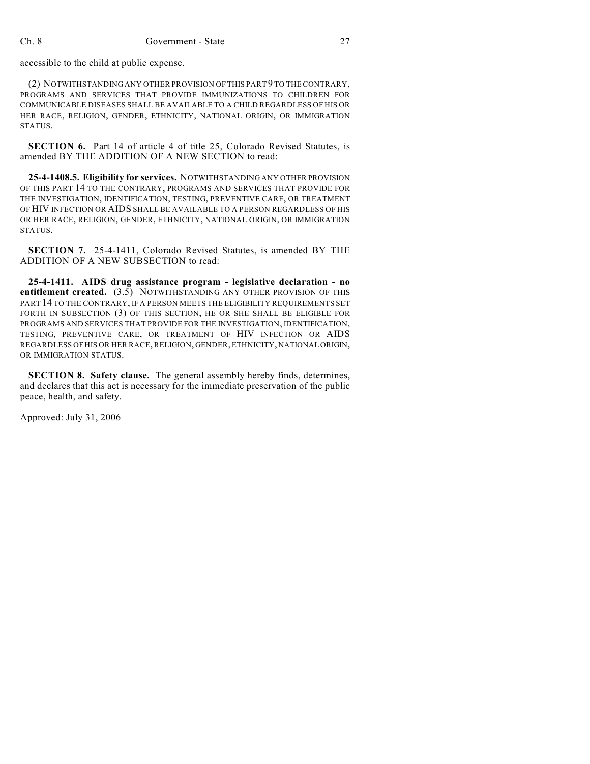accessible to the child at public expense.

(2) NOTWITHSTANDING ANY OTHER PROVISION OF THIS PART 9 TO THE CONTRARY, PROGRAMS AND SERVICES THAT PROVIDE IMMUNIZATIONS TO CHILDREN FOR COMMUNICABLE DISEASES SHALL BE AVAILABLE TO A CHILD REGARDLESS OF HIS OR HER RACE, RELIGION, GENDER, ETHNICITY, NATIONAL ORIGIN, OR IMMIGRATION STATUS.

**SECTION 6.** Part 14 of article 4 of title 25, Colorado Revised Statutes, is amended BY THE ADDITION OF A NEW SECTION to read:

**25-4-1408.5. Eligibility for services.** NOTWITHSTANDING ANY OTHER PROVISION OF THIS PART 14 TO THE CONTRARY, PROGRAMS AND SERVICES THAT PROVIDE FOR THE INVESTIGATION, IDENTIFICATION, TESTING, PREVENTIVE CARE, OR TREATMENT OF HIV INFECTION OR AIDS SHALL BE AVAILABLE TO A PERSON REGARDLESS OF HIS OR HER RACE, RELIGION, GENDER, ETHNICITY, NATIONAL ORIGIN, OR IMMIGRATION STATUS.

**SECTION 7.** 25-4-1411, Colorado Revised Statutes, is amended BY THE ADDITION OF A NEW SUBSECTION to read:

**25-4-1411. AIDS drug assistance program - legislative declaration - no entitlement created.** (3.5) NOTWITHSTANDING ANY OTHER PROVISION OF THIS PART 14 TO THE CONTRARY, IF A PERSON MEETS THE ELIGIBILITY REQUIREMENTS SET FORTH IN SUBSECTION (3) OF THIS SECTION, HE OR SHE SHALL BE ELIGIBLE FOR PROGRAMS AND SERVICES THAT PROVIDE FOR THE INVESTIGATION, IDENTIFICATION, TESTING, PREVENTIVE CARE, OR TREATMENT OF HIV INFECTION OR AIDS REGARDLESS OF HIS OR HER RACE, RELIGION, GENDER, ETHNICITY, NATIONAL ORIGIN, OR IMMIGRATION STATUS.

**SECTION 8. Safety clause.** The general assembly hereby finds, determines, and declares that this act is necessary for the immediate preservation of the public peace, health, and safety.

Approved: July 31, 2006